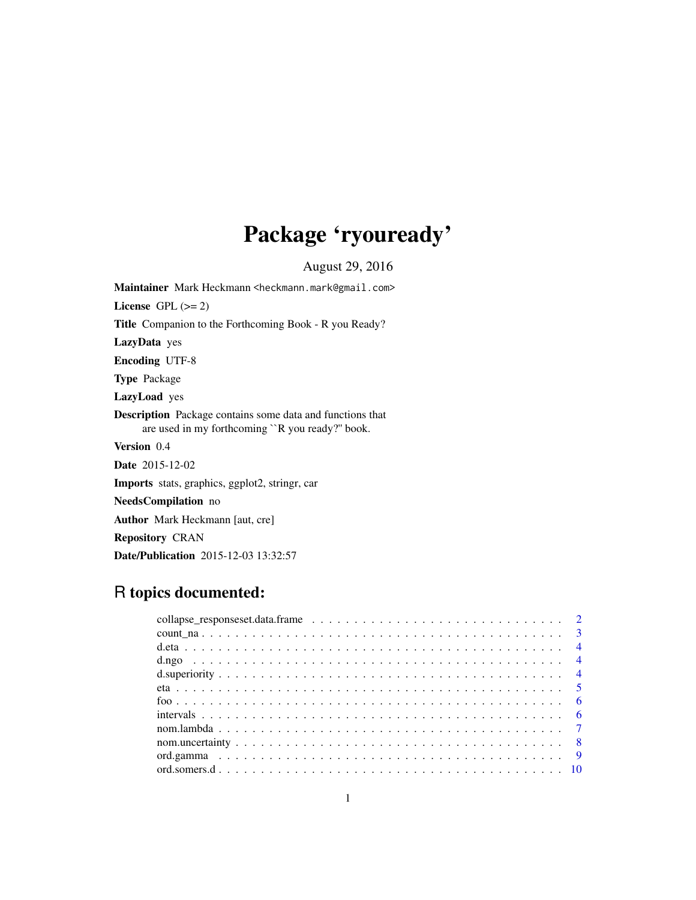# Package 'ryouready'

August 29, 2016

**Maintainer** Mark Heckmann <heckmann.mark@gmail.com>

**License** GPL (>= 2)

**Title** Companion to the Forthcoming Book - R you Ready?

**LazyData** yes

**Encoding** UTF-8

**Type** Package

**LazyLoad** yes

**Description** Package contains some data and functions that are used in my forthcoming ``R you ready?'' book.

**Version** 0.4

**Date** 2015-12-02

**Imports** stats, graphics, ggplot2, stringr, car

**NeedsCompilation** no

**Author** Mark Heckmann [aut, cre]

**Repository** CRAN

**Date/Publication** 2015-12-03 13:32:57

## R topics documented:

collapse_responseset.data.frame . . . . . . . . . . . . . . . . . . . . . . . . . . . . . . 2
count_na . . . . . . . . . . . . . . . . . . . . . . . . . . . . . . . . . . . . . . . . . . 3
d.eta . . . . . . . . . . . . . . . . . . . . . . . . . . . . . . . . . . . . . . . . . . . . 4
d.ngo . . . . . . . . . . . . . . . . . . . . . . . . . . . . . . . . . . . . . . . . . . . . 4
d.superiority . . . . . . . . . . . . . . . . . . . . . . . . . . . . . . . . . . . . . . . . 4
eta . . . . . . . . . . . . . . . . . . . . . . . . . . . . . . . . . . . . . . . . . . . . . 5
foo . . . . . . . . . . . . . . . . . . . . . . . . . . . . . . . . . . . . . . . . . . . . . 6
intervals . . . . . . . . . . . . . . . . . . . . . . . . . . . . . . . . . . . . . . . . . . 6
nom.lambda . . . . . . . . . . . . . . . . . . . . . . . . . . . . . . . . . . . . . . . . 7
nom.uncertainty . . . . . . . . . . . . . . . . . . . . . . . . . . . . . . . . . . . . . . 8
ord.gamma . . . . . . . . . . . . . . . . . . . . . . . . . . . . . . . . . . . . . . . . . 9
ord.somers.d . . . . . . . . . . . . . . . . . . . . . . . . . . . . . . . . . . . . . . . . 10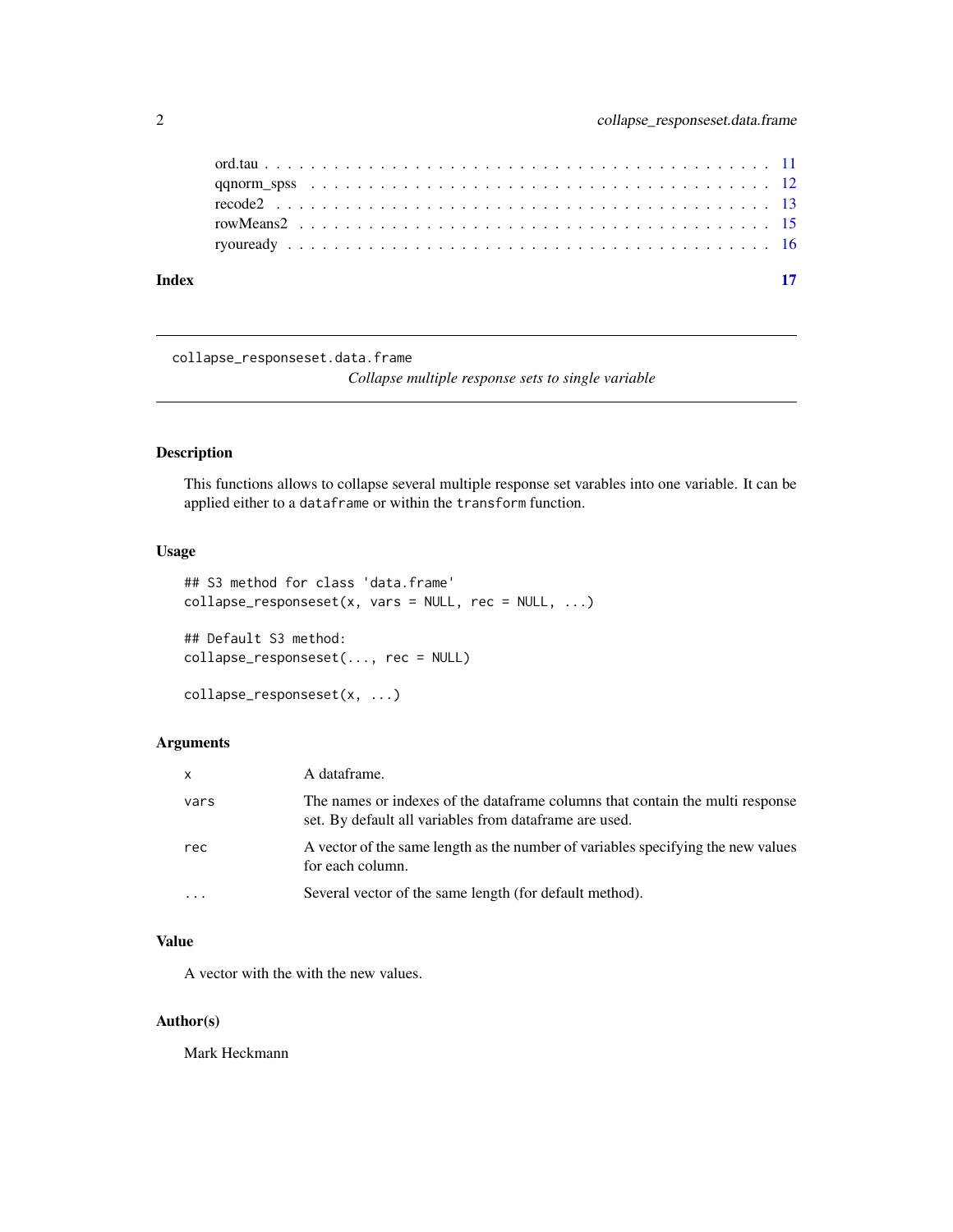ord.tau . . . . . . . . . . . . . . . . . . . . . . . . . . . . . . . . . . . . . . . . 11
qqnorm_spss . . . . . . . . . . . . . . . . . . . . . . . . . . . . . . . . . . . . . 12
recode2 . . . . . . . . . . . . . . . . . . . . . . . . . . . . . . . . . . . . . . . . 13
rowMeans2 . . . . . . . . . . . . . . . . . . . . . . . . . . . . . . . . . . . . . . 15
ryouready . . . . . . . . . . . . . . . . . . . . . . . . . . . . . . . . . . . . . . 16

**Index** **17**

---

`collapse_responseset.data.frame` *Collapse multiple response sets to single variable*

---

## Description

This functions allows to collapse several multiple response set varables into one variable. It can be applied either to a `dataframe` or within the `transform` function.

## Usage

```
## S3 method for class 'data.frame'
collapse_responseset(x, vars = NULL, rec = NULL, ...)

## Default S3 method:
collapse_responseset(..., rec = NULL)

collapse_responseset(x, ...)
```

## Arguments

| | |
|---|---|
| `x` | A dataframe. |
| `vars` | The names or indexes of the dataframe columns that contain the multi response set. By default all variables from dataframe are used. |
| `rec` | A vector of the same length as the number of variables specifying the new values for each column. |
| `...` | Several vector of the same length (for default method). |

## Value

A vector with the with the new values.

## Author(s)

Mark Heckmann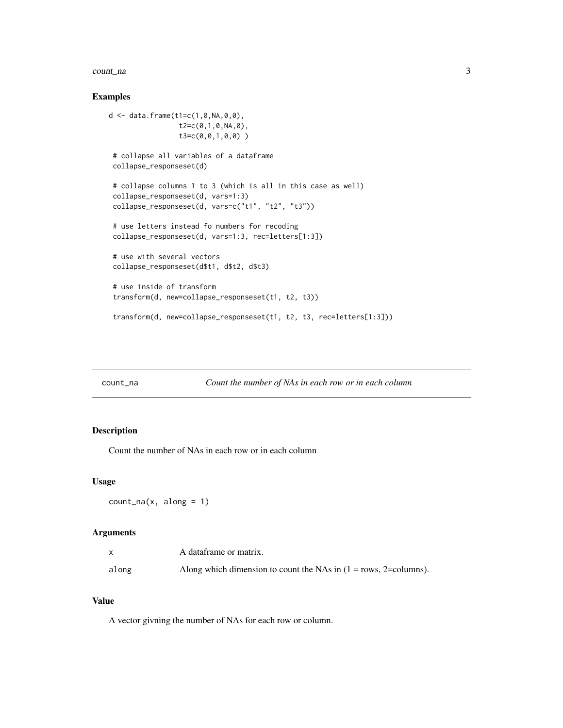## Examples

```
d <- data.frame(t1=c(1,0,NA,0,0),
                t2=c(0,1,0,NA,0),
                t3=c(0,0,1,0,0) )

 # collapse all variables of a dataframe
 collapse_responseset(d)

 # collapse columns 1 to 3 (which is all in this case as well)
 collapse_responseset(d, vars=1:3)
 collapse_responseset(d, vars=c("t1", "t2", "t3"))

 # use letters instead fo numbers for recoding
 collapse_responseset(d, vars=1:3, rec=letters[1:3])

 # use with several vectors
 collapse_responseset(d$t1, d$t2, d$t3)

 # use inside of transform
 transform(d, new=collapse_responseset(t1, t2, t3))

 transform(d, new=collapse_responseset(t1, t2, t3, rec=letters[1:3]))
```

---

# count_na — *Count the number of NAs in each row or in each column*

---

## Description

Count the number of NAs in each row or in each column

## Usage

```
count_na(x, along = 1)
```

## Arguments

| | |
|---|---|
| `x` | A dataframe or matrix. |
| `along` | Along which dimension to count the NAs in (1 = rows, 2=columns). |

## Value

A vector givning the number of NAs for each row or column.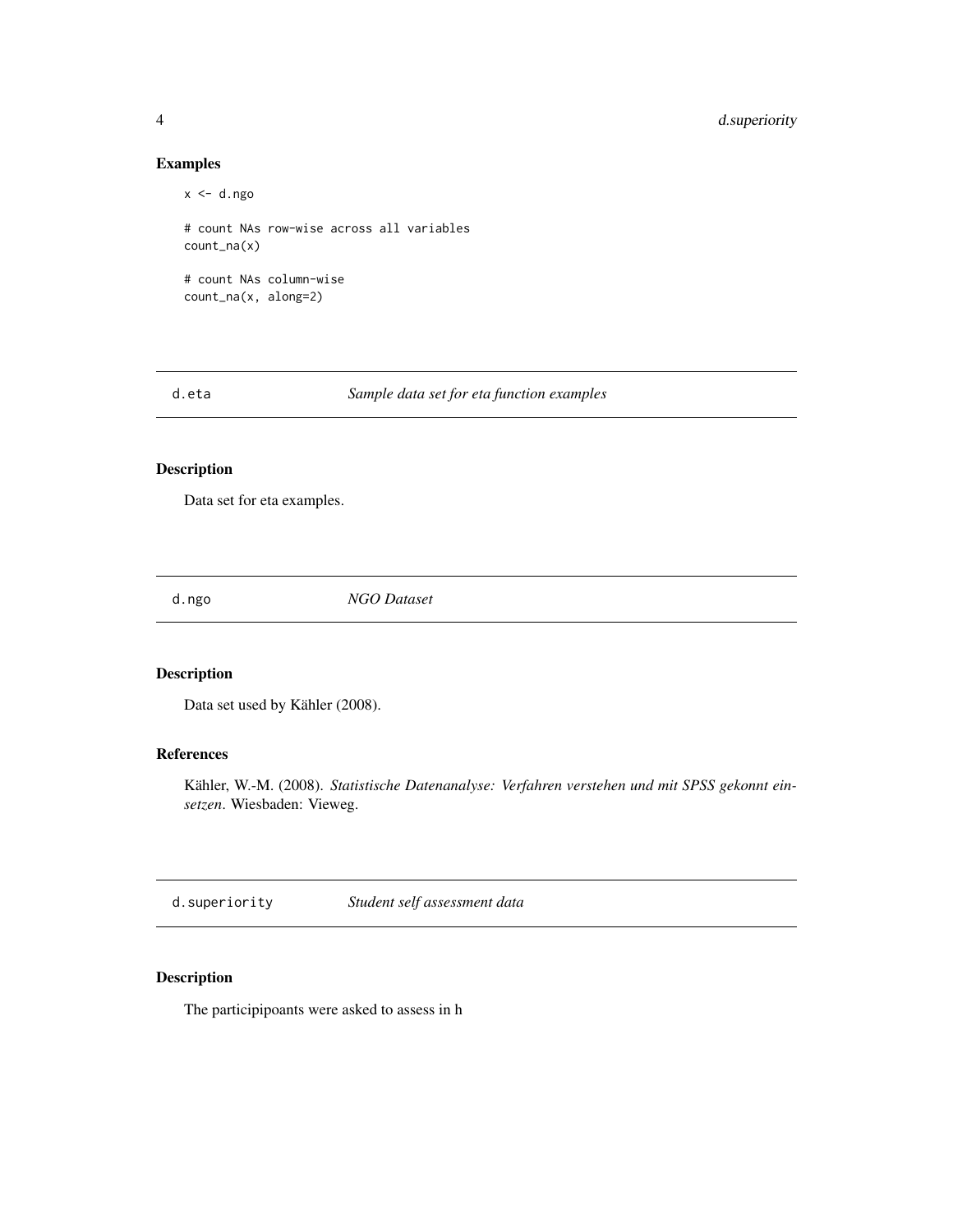## Examples

```
x <- d.ngo

# count NAs row-wise across all variables
count_na(x)

# count NAs column-wise
count_na(x, along=2)
```

---

## d.eta *Sample data set for eta function examples*

### Description

Data set for eta examples.

---

## d.ngo *NGO Dataset*

### Description

Data set used by Kähler (2008).

### References

Kähler, W.-M. (2008). *Statistische Datenanalyse: Verfahren verstehen und mit SPSS gekonnt einsetzen*. Wiesbaden: Vieweg.

---

## d.superiority *Student self assessment data*

### Description

The participipoants were asked to assess in h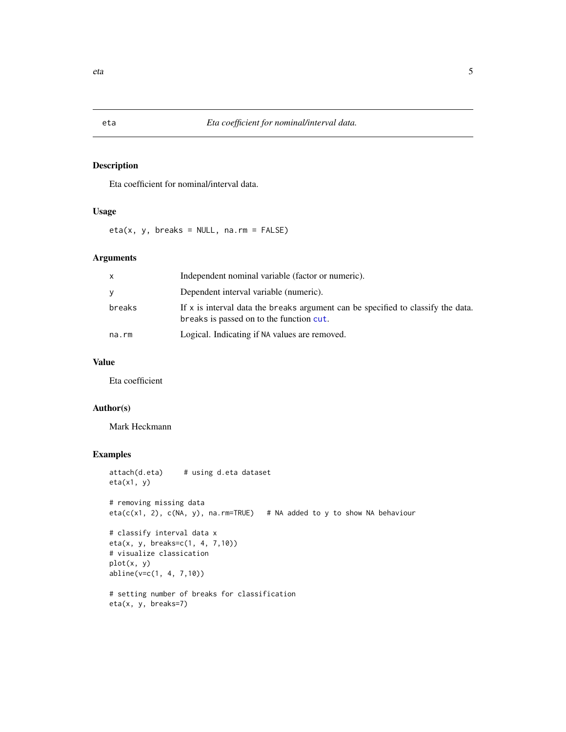# eta — *Eta coefficient for nominal/interval data.*

## Description

Eta coefficient for nominal/interval data.

## Usage

```
eta(x, y, breaks = NULL, na.rm = FALSE)
```

## Arguments

| | |
|---|---|
| `x` | Independent nominal variable (factor or numeric). |
| `y` | Dependent interval variable (numeric). |
| `breaks` | If `x` is interval data the `breaks` argument can be specified to classify the data. `breaks` is passed on to the function `cut`. |
| `na.rm` | Logical. Indicating if `NA` values are removed. |

## Value

Eta coefficient

## Author(s)

Mark Heckmann

## Examples

```
attach(d.eta)     # using d.eta dataset
eta(x1, y)

# removing missing data
eta(c(x1, 2), c(NA, y), na.rm=TRUE)   # NA added to y to show NA behaviour

# classify interval data x
eta(x, y, breaks=c(1, 4, 7,10))
# visualize classication
plot(x, y)
abline(v=c(1, 4, 7,10))

# setting number of breaks for classification
eta(x, y, breaks=7)
```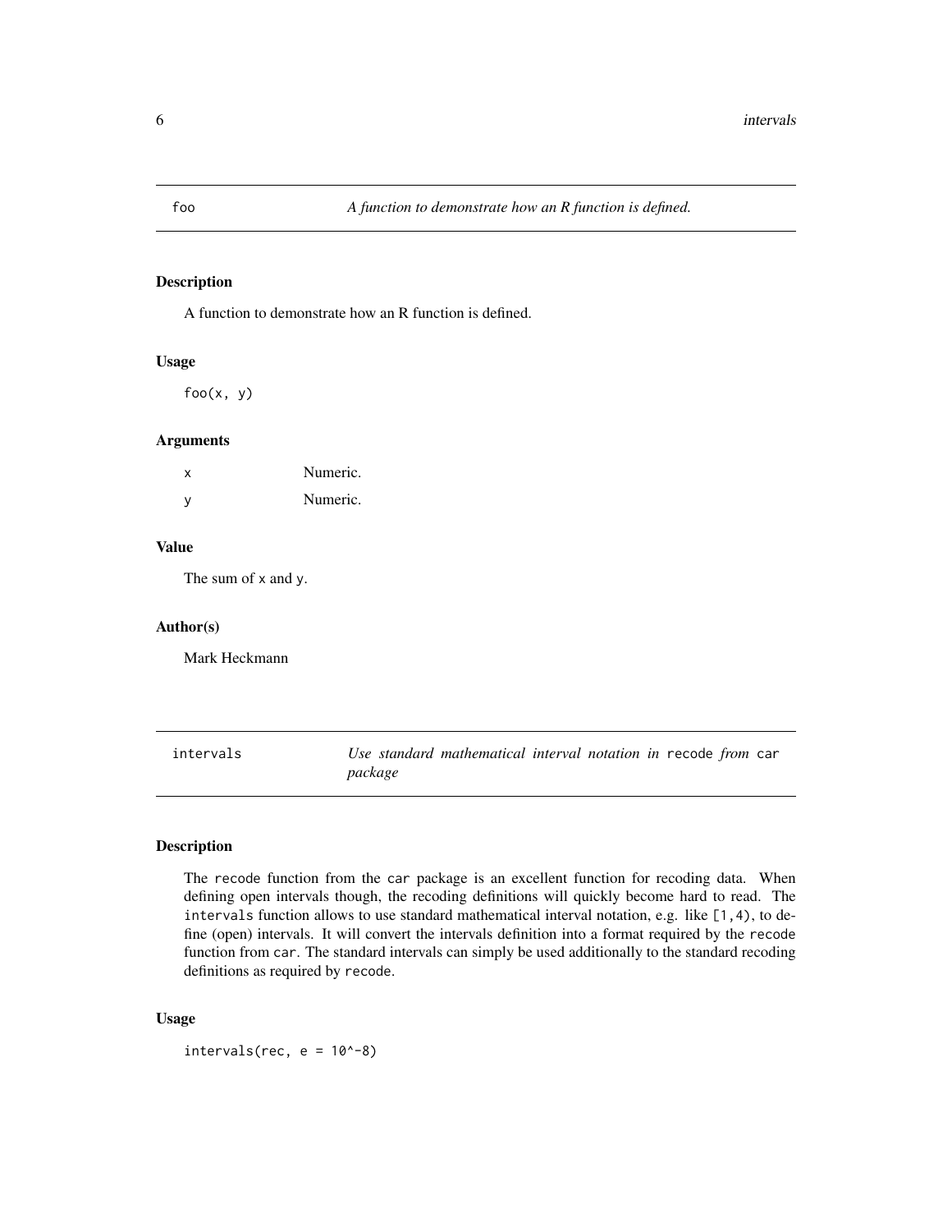## foo — *A function to demonstrate how an R function is defined.*

### Description

A function to demonstrate how an R function is defined.

### Usage

```
foo(x, y)
```

### Arguments

| | |
|---|---|
| x | Numeric. |
| y | Numeric. |

### Value

The sum of `x` and `y`.

### Author(s)

Mark Heckmann

## intervals — *Use standard mathematical interval notation in* `recode` *from* `car` *package*

### Description

The `recode` function from the `car` package is an excellent function for recoding data. When defining open intervals though, the recoding definitions will quickly become hard to read. The `intervals` function allows to use standard mathematical interval notation, e.g. like `[1,4)`, to define (open) intervals. It will convert the intervals definition into a format required by the `recode` function from `car`. The standard intervals can simply be used additionally to the standard recoding definitions as required by `recode`.

### Usage

```
intervals(rec, e = 10^-8)
```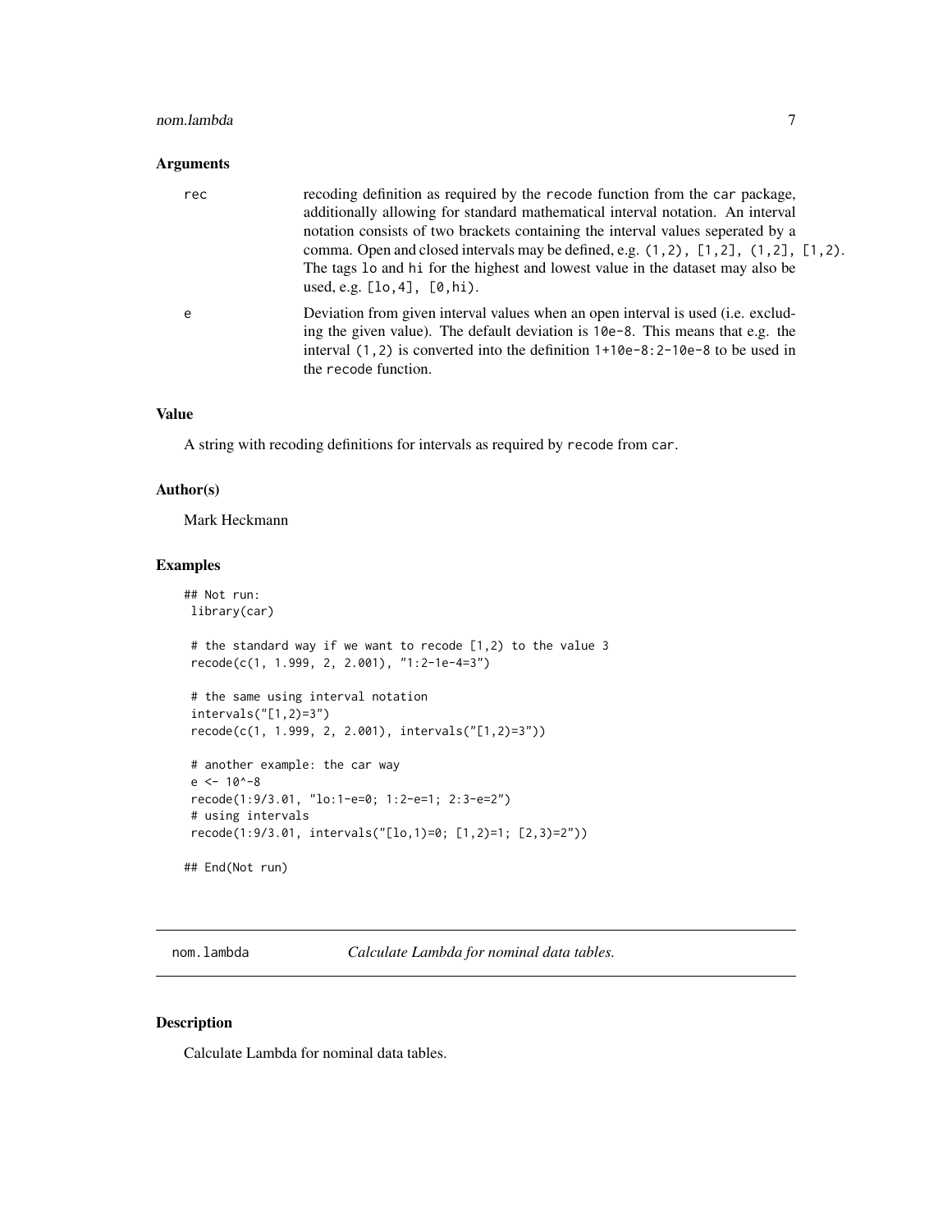### Arguments

- `rec`: recoding definition as required by the `recode` function from the `car` package, additionally allowing for standard mathematical interval notation. An interval notation consists of two brackets containing the interval values seperated by a comma. Open and closed intervals may be defined, e.g. `(1,2)`, `[1,2]`, `(1,2]`, `[1,2)`. The tags `lo` and `hi` for the highest and lowest value in the dataset may also be used, e.g. `[lo,4]`, `[0,hi)`.
- `e`: Deviation from given interval values when an open interval is used (i.e. excluding the given value). The default deviation is `10e-8`. This means that e.g. the interval `(1,2)` is converted into the definition `1+10e-8:2-10e-8` to be used in the `recode` function.

### Value

A string with recoding definitions for intervals as required by `recode` from `car`.

### Author(s)

Mark Heckmann

### Examples

```
## Not run:
 library(car)

 # the standard way if we want to recode [1,2) to the value 3
 recode(c(1, 1.999, 2, 2.001), "1:2-1e-4=3")

 # the same using interval notation
 intervals("[1,2)=3")
 recode(c(1, 1.999, 2, 2.001), intervals("[1,2)=3"))

 # another example: the car way
 e <- 10^-8
 recode(1:9/3.01, "lo:1-e=0; 1:2-e=1; 2:3-e=2")
 # using intervals
 recode(1:9/3.01, intervals("[lo,1)=0; [1,2)=1; [2,3)=2"))

## End(Not run)
```

---

## nom.lambda — *Calculate Lambda for nominal data tables.*

### Description

Calculate Lambda for nominal data tables.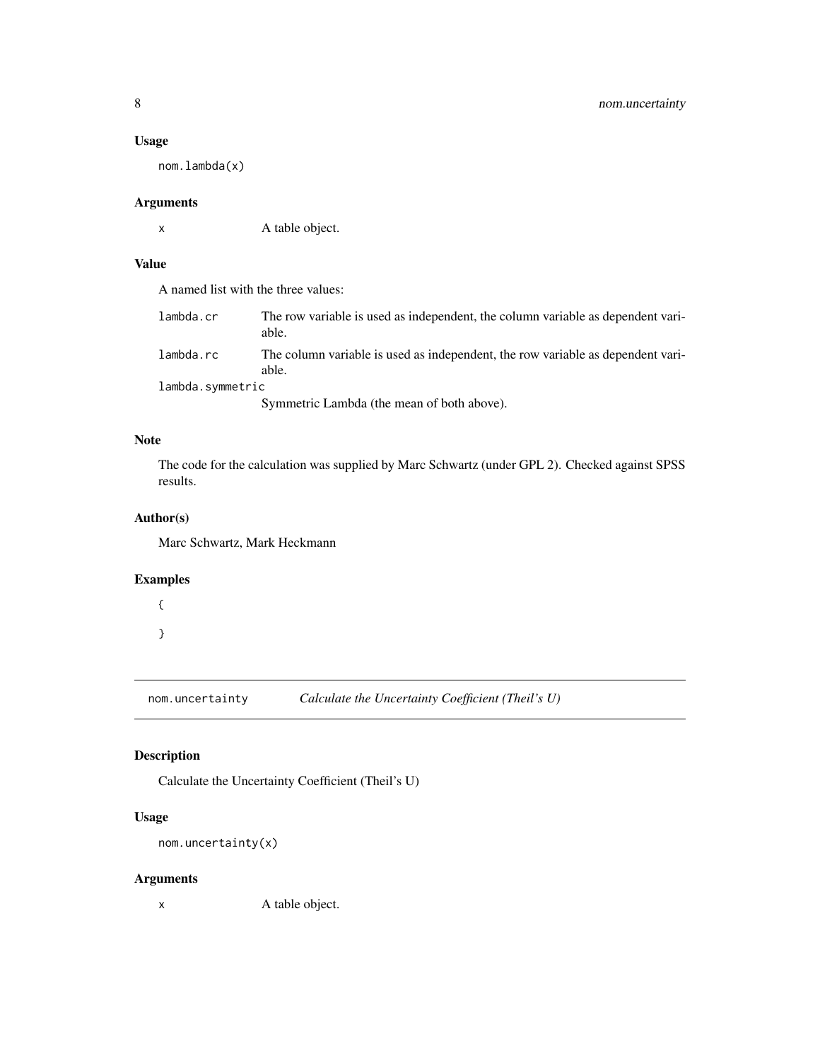### Usage

```
nom.lambda(x)
```

### Arguments

| | |
|---|---|
| `x` | A table object. |

### Value

A named list with the three values:

| | |
|---|---|
| `lambda.cr` | The row variable is used as independent, the column variable as dependent variable. |
| `lambda.rc` | The column variable is used as independent, the row variable as dependent variable. |
| `lambda.symmetric` | Symmetric Lambda (the mean of both above). |

### Note

The code for the calculation was supplied by Marc Schwartz (under GPL 2). Checked against SPSS results.

### Author(s)

Marc Schwartz, Mark Heckmann

### Examples

```
{
}
```

---

## nom.uncertainty *Calculate the Uncertainty Coefficient (Theil's U)*

---

### Description

Calculate the Uncertainty Coefficient (Theil's U)

### Usage

```
nom.uncertainty(x)
```

### Arguments

| | |
|---|---|
| `x` | A table object. |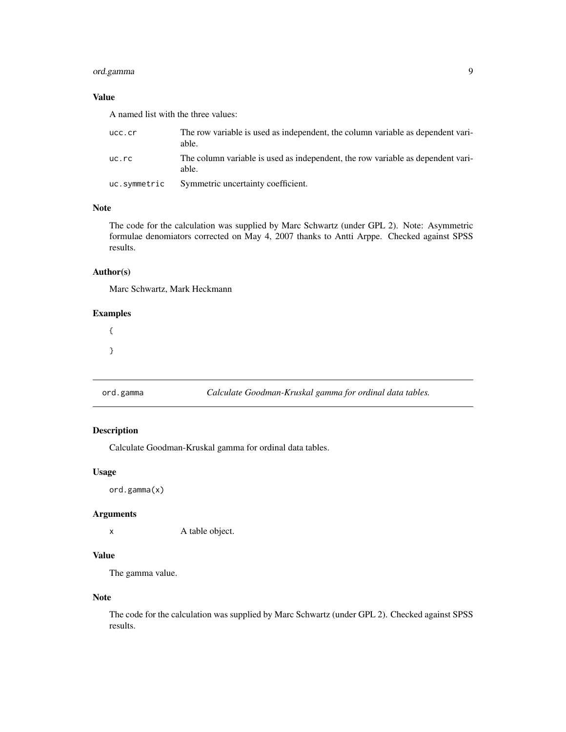### Value

A named list with the three values:

| | |
|---|---|
| `ucc.cr` | The row variable is used as independent, the column variable as dependent variable. |
| `uc.rc` | The column variable is used as independent, the row variable as dependent variable. |
| `uc.symmetric` | Symmetric uncertainty coefficient. |

### Note

The code for the calculation was supplied by Marc Schwartz (under GPL 2). Note: Asymmetric formulae denomiators corrected on May 4, 2007 thanks to Antti Arppe. Checked against SPSS results.

### Author(s)

Marc Schwartz, Mark Heckmann

### Examples

```
{
}
```

---

## ord.gamma — *Calculate Goodman-Kruskal gamma for ordinal data tables.*

### Description

Calculate Goodman-Kruskal gamma for ordinal data tables.

### Usage

```
ord.gamma(x)
```

### Arguments

| | |
|---|---|
| `x` | A table object. |

### Value

The gamma value.

### Note

The code for the calculation was supplied by Marc Schwartz (under GPL 2). Checked against SPSS results.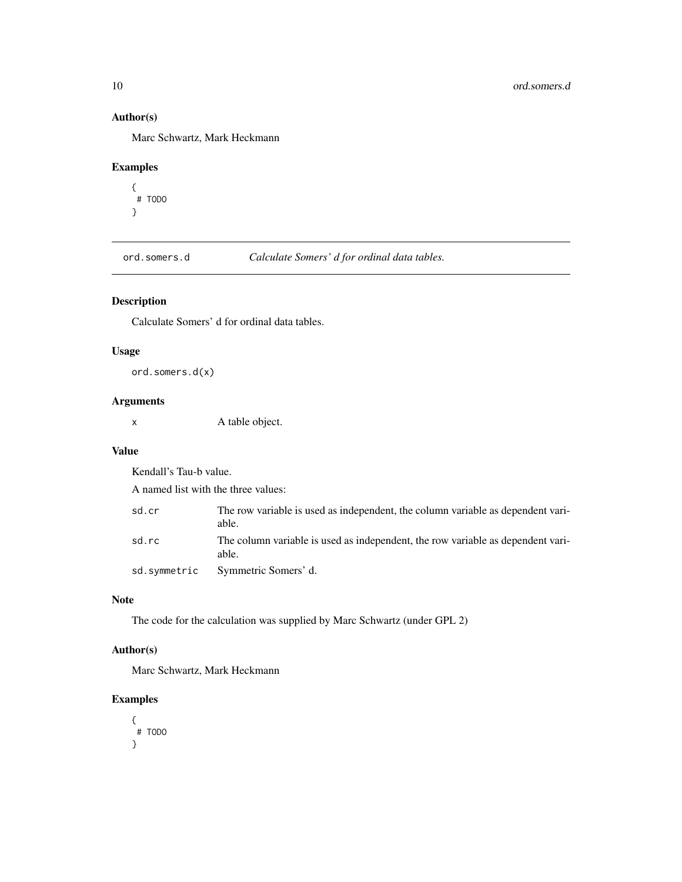### Author(s)

Marc Schwartz, Mark Heckmann

### Examples

```
{
 # TODO
}
```

---

## ord.somers.d &nbsp;&nbsp;&nbsp; *Calculate Somers' d for ordinal data tables.*

---

### Description

Calculate Somers' d for ordinal data tables.

### Usage

```
ord.somers.d(x)
```

### Arguments

| | |
|---|---|
| `x` | A table object. |

### Value

Kendall's Tau-b value.

A named list with the three values:

| | |
|---|---|
| `sd.cr` | The row variable is used as independent, the column variable as dependent variable. |
| `sd.rc` | The column variable is used as independent, the row variable as dependent variable. |
| `sd.symmetric` | Symmetric Somers' d. |

### Note

The code for the calculation was supplied by Marc Schwartz (under GPL 2)

### Author(s)

Marc Schwartz, Mark Heckmann

### Examples

```
{
 # TODO
}
```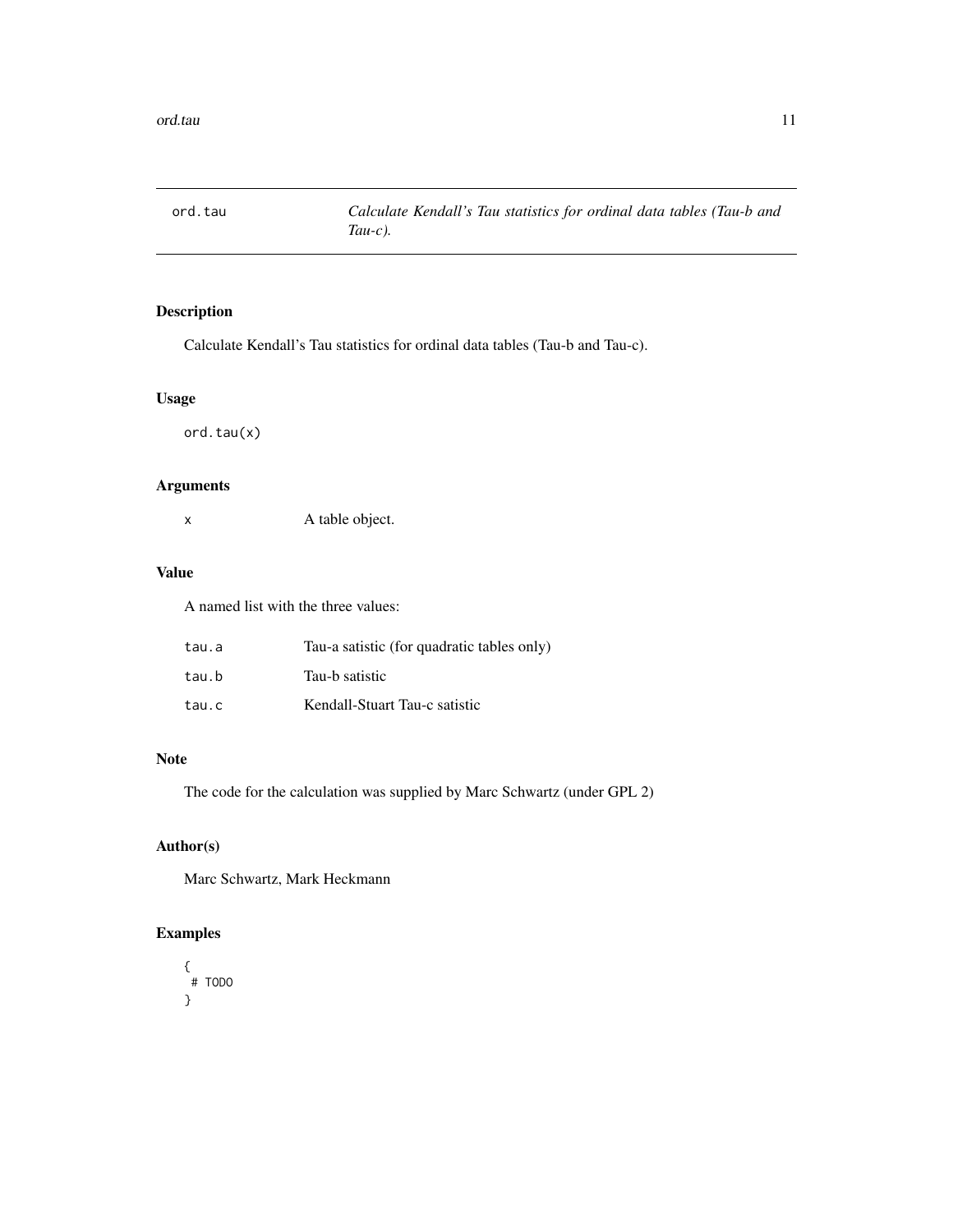| ord.tau | *Calculate Kendall's Tau statistics for ordinal data tables (Tau-b and Tau-c).* |
|---|---|

## Description

Calculate Kendall's Tau statistics for ordinal data tables (Tau-b and Tau-c).

## Usage

```
ord.tau(x)
```

## Arguments

| | |
|---|---|
| x | A table object. |

## Value

A named list with the three values:

| | |
|---|---|
| tau.a | Tau-a satistic (for quadratic tables only) |
| tau.b | Tau-b satistic |
| tau.c | Kendall-Stuart Tau-c satistic |

## Note

The code for the calculation was supplied by Marc Schwartz (under GPL 2)

## Author(s)

Marc Schwartz, Mark Heckmann

## Examples

```
{
 # TODO
}
```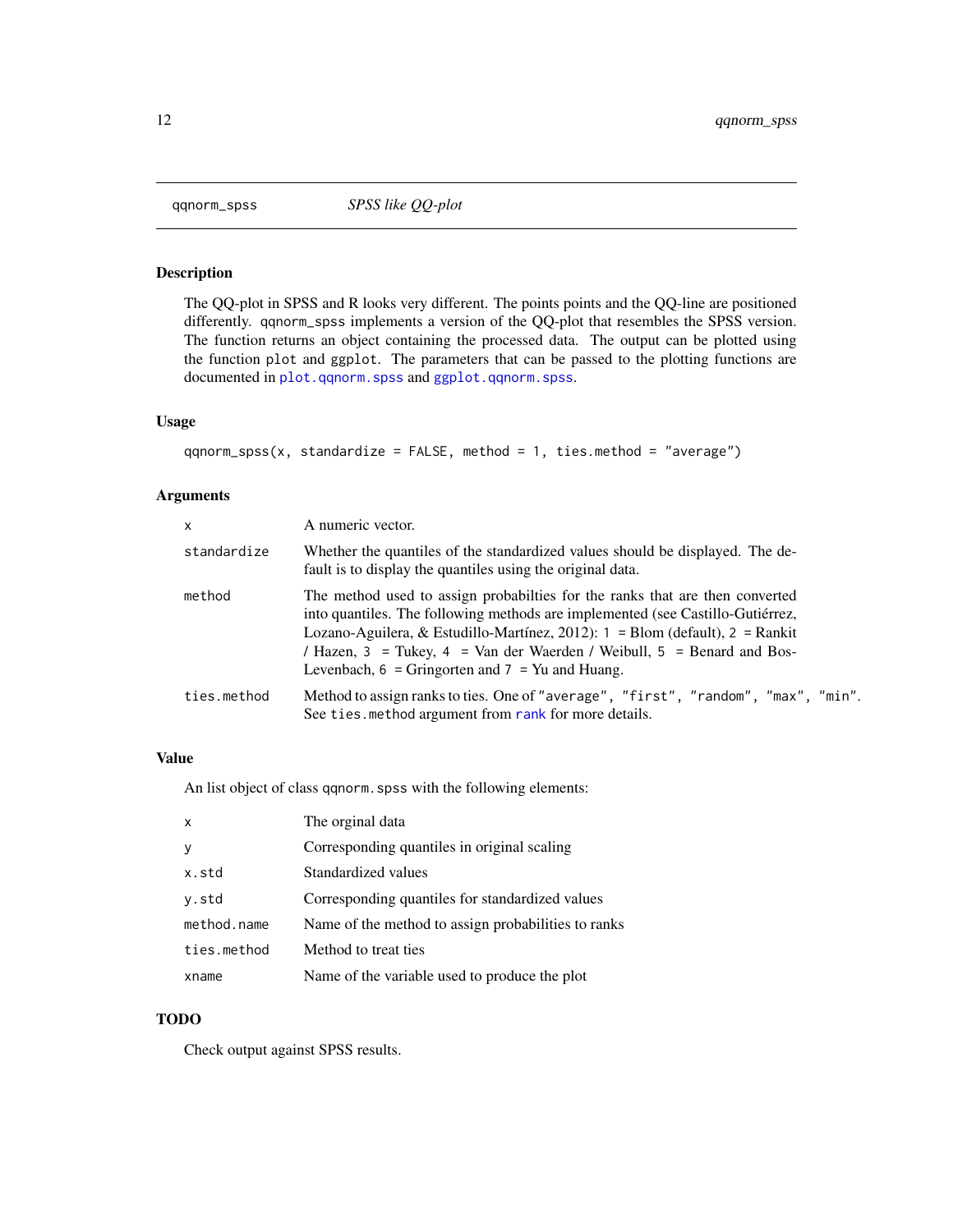## qqnorm_spss — *SPSS like QQ-plot*

### Description

The QQ-plot in SPSS and R looks very different. The points points and the QQ-line are positioned differently. `qqnorm_spss` implements a version of the QQ-plot that resembles the SPSS version. The function returns an object containing the processed data. The output can be plotted using the function `plot` and `ggplot`. The parameters that can be passed to the plotting functions are documented in `plot.qqnorm.spss` and `ggplot.qqnorm.spss`.

### Usage

```
qqnorm_spss(x, standardize = FALSE, method = 1, ties.method = "average")
```

### Arguments

| | |
|---|---|
| `x` | A numeric vector. |
| `standardize` | Whether the quantiles of the standardized values should be displayed. The default is to display the quantiles using the original data. |
| `method` | The method used to assign probabilties for the ranks that are then converted into quantiles. The following methods are implemented (see Castillo-Gutiérrez, Lozano-Aguilera, & Estudillo-Martínez, 2012): `1` = Blom (default), `2` = Rankit / Hazen, `3` = Tukey, `4` = Van der Waerden / Weibull, `5` = Benard and Bos-Levenbach, `6` = Gringorten and `7` = Yu and Huang. |
| `ties.method` | Method to assign ranks to ties. One of `"average"`, `"first"`, `"random"`, `"max"`, `"min"`. See `ties.method` argument from `rank` for more details. |

### Value

An list object of class `qqnorm.spss` with the following elements:

| | |
|---|---|
| `x` | The orginal data |
| `y` | Corresponding quantiles in original scaling |
| `x.std` | Standardized values |
| `y.std` | Corresponding quantiles for standardized values |
| `method.name` | Name of the method to assign probabilities to ranks |
| `ties.method` | Method to treat ties |
| `xname` | Name of the variable used to produce the plot |

### TODO

Check output against SPSS results.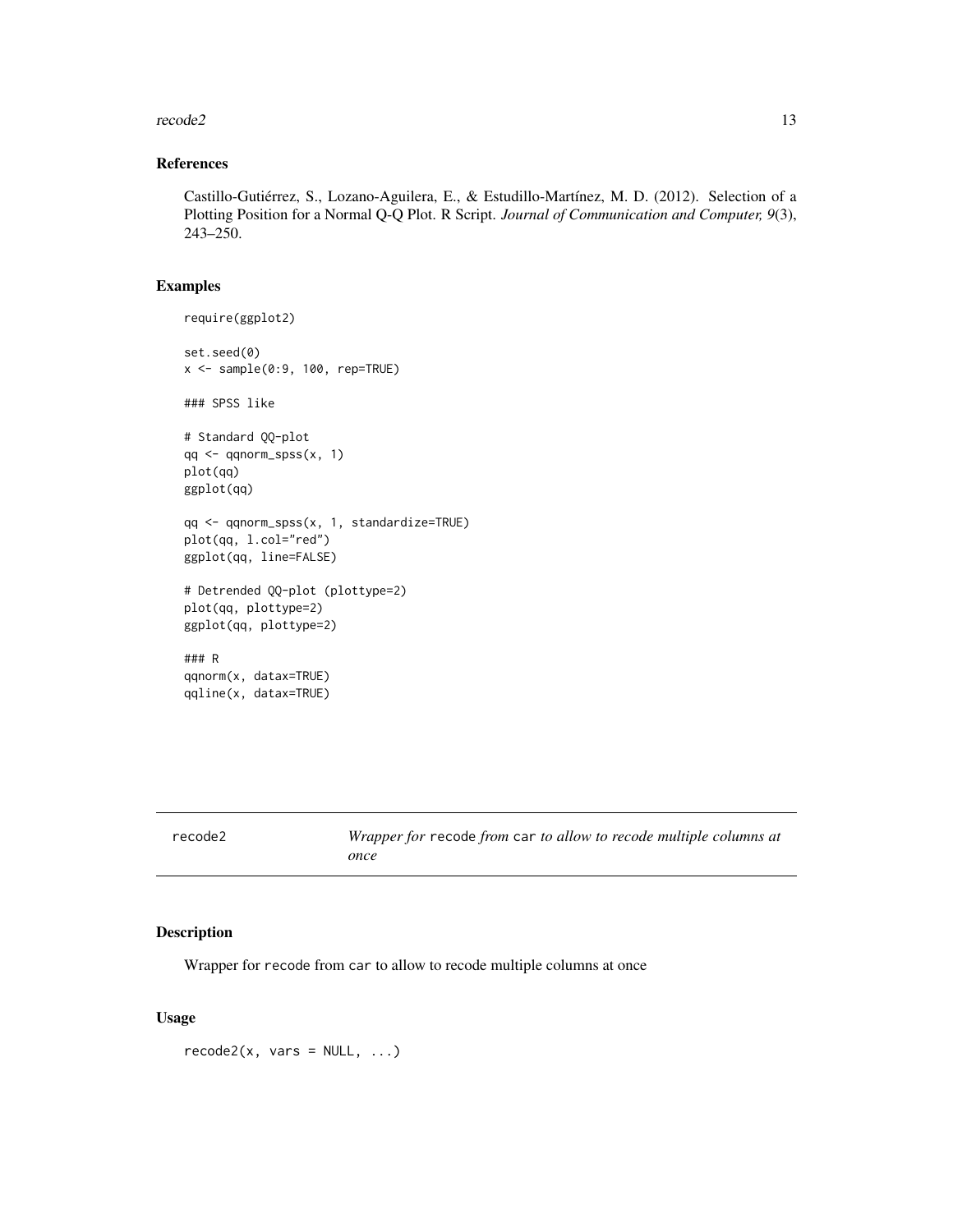## References

Castillo-Gutiérrez, S., Lozano-Aguilera, E., & Estudillo-Martínez, M. D. (2012). Selection of a Plotting Position for a Normal Q-Q Plot. R Script. *Journal of Communication and Computer, 9*(3), 243–250.

## Examples

```
require(ggplot2)

set.seed(0)
x <- sample(0:9, 100, rep=TRUE)

### SPSS like

# Standard QQ-plot
qq <- qqnorm_spss(x, 1)
plot(qq)
ggplot(qq)

qq <- qqnorm_spss(x, 1, standardize=TRUE)
plot(qq, l.col="red")
ggplot(qq, line=FALSE)

# Detrended QQ-plot (plottype=2)
plot(qq, plottype=2)
ggplot(qq, plottype=2)

### R
qqnorm(x, datax=TRUE)
qqline(x, datax=TRUE)
```

---

# recode2 — *Wrapper for* `recode` *from* `car` *to allow to recode multiple columns at once*

## Description

Wrapper for `recode` from `car` to allow to recode multiple columns at once

## Usage

```
recode2(x, vars = NULL, ...)
```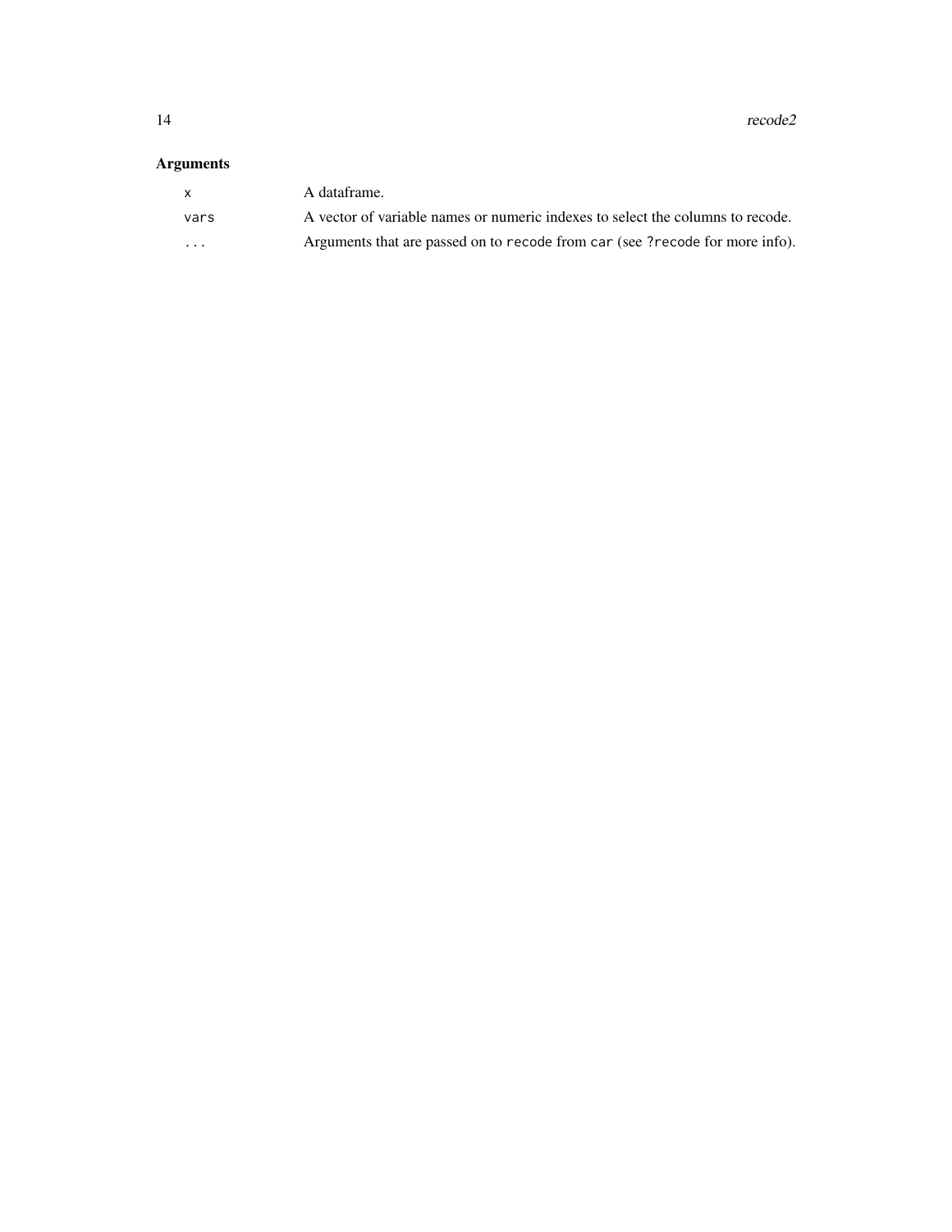## Arguments

| | |
|---|---|
| `x` | A dataframe. |
| `vars` | A vector of variable names or numeric indexes to select the columns to recode. |
| `...` | Arguments that are passed on to `recode` from `car` (see `?recode` for more info). |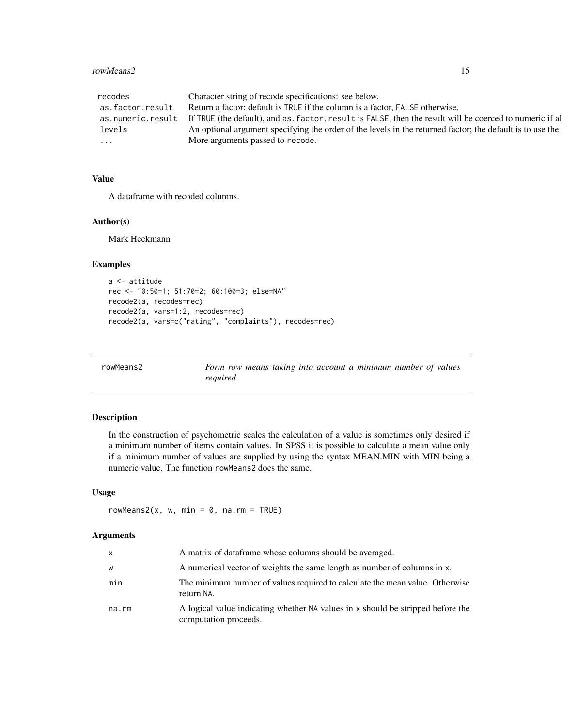| | |
|---|---|
| recodes | Character string of recode specifications: see below. |
| as.factor.result | Return a factor; default is TRUE if the column is a factor, FALSE otherwise. |
| as.numeric.result | If TRUE (the default), and as.factor.result is FALSE, then the result will be coerced to numeric if al |
| levels | An optional argument specifying the order of the levels in the returned factor; the default is to use the s |
| ... | More arguments passed to recode. |

### Value

A dataframe with recoded columns.

### Author(s)

Mark Heckmann

### Examples

```
a <- attitude
rec <- "0:50=1; 51:70=2; 60:100=3; else=NA"
recode2(a, recodes=rec)
recode2(a, vars=1:2, recodes=rec)
recode2(a, vars=c("rating", "complaints"), recodes=rec)
```

---

## rowMeans2 — *Form row means taking into account a minimum number of values required*

---

### Description

In the construction of psychometric scales the calculation of a value is sometimes only desired if a minimum number of items contain values. In SPSS it is possible to calculate a mean value only if a minimum number of values are supplied by using the syntax MEAN.MIN with MIN being a numeric value. The function rowMeans2 does the same.

### Usage

```
rowMeans2(x, w, min = 0, na.rm = TRUE)
```

### Arguments

| | |
|---|---|
| x | A matrix of dataframe whose columns should be averaged. |
| w | A numerical vector of weights the same length as number of columns in x. |
| min | The minimum number of values required to calculate the mean value. Otherwise return NA. |
| na.rm | A logical value indicating whether NA values in x should be stripped before the computation proceeds. |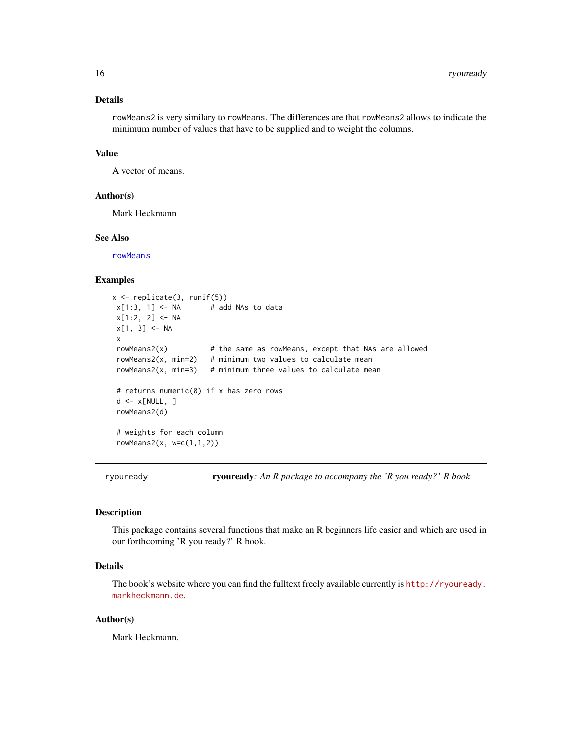### Details

rowMeans2 is very similary to rowMeans. The differences are that rowMeans2 allows to indicate the minimum number of values that have to be supplied and to weight the columns.

### Value

A vector of means.

### Author(s)

Mark Heckmann

### See Also

rowMeans

### Examples

```
x <- replicate(3, runif(5))
 x[1:3, 1] <- NA       # add NAs to data
 x[1:2, 2] <- NA
 x[1, 3] <- NA
 x
 rowMeans2(x)          # the same as rowMeans, except that NAs are allowed
 rowMeans2(x, min=2)   # minimum two values to calculate mean
 rowMeans2(x, min=3)   # minimum three values to calculate mean

 # returns numeric(0) if x has zero rows
 d <- x[NULL, ]
 rowMeans2(d)

 # weights for each column
 rowMeans2(x, w=c(1,1,2))
```

---

## ryouready — **ryouready**: *An R package to accompany the 'R you ready?' R book*

### Description

This package contains several functions that make an R beginners life easier and which are used in our forthcoming 'R you ready?' R book.

### Details

The book's website where you can find the fulltext freely available currently is http://ryouready.markheckmann.de.

### Author(s)

Mark Heckmann.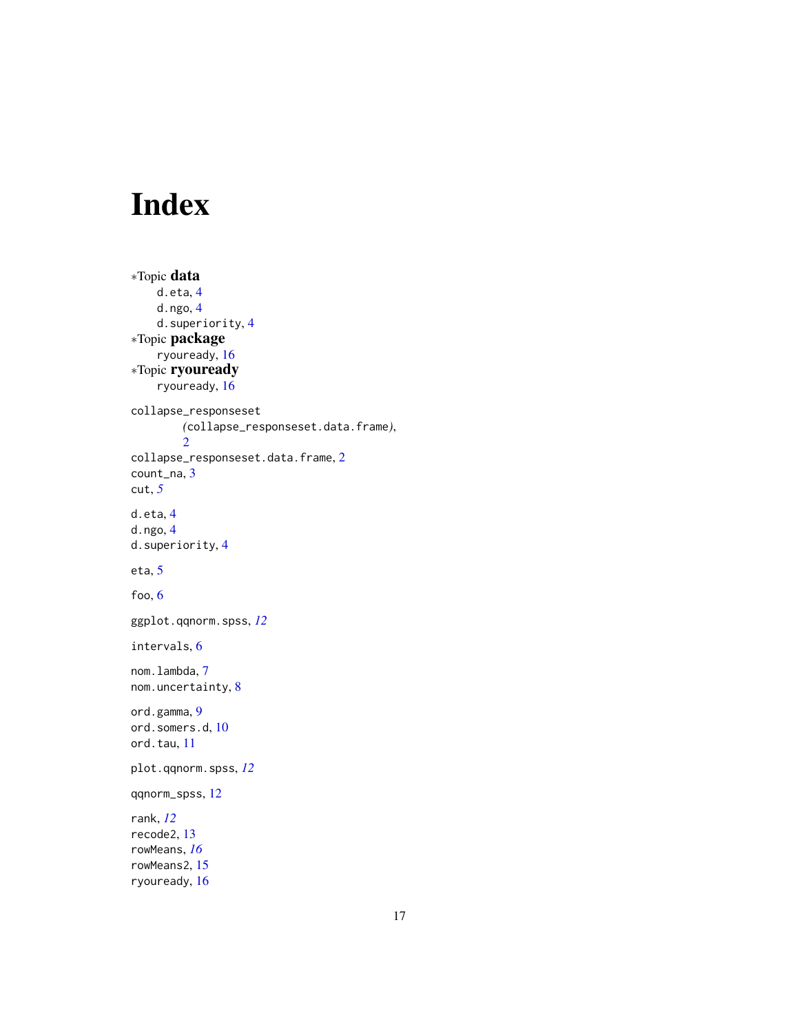# Index

∗Topic **data**

- d.eta, 4
- d.ngo, 4
- d.superiority, 4

∗Topic **package**

- ryouready, 16

∗Topic **ryouready**

- ryouready, 16

collapse_responseset
    (collapse_responseset.data.frame),
    2
collapse_responseset.data.frame, 2
count_na, 3
cut, *5*

d.eta, 4
d.ngo, 4
d.superiority, 4

eta, 5

foo, 6

ggplot.qqnorm.spss, *12*

intervals, 6

nom.lambda, 7
nom.uncertainty, 8

ord.gamma, 9
ord.somers.d, 10
ord.tau, 11

plot.qqnorm.spss, *12*

qqnorm_spss, 12

rank, *12*
recode2, 13
rowMeans, *16*
rowMeans2, 15
ryouready, 16